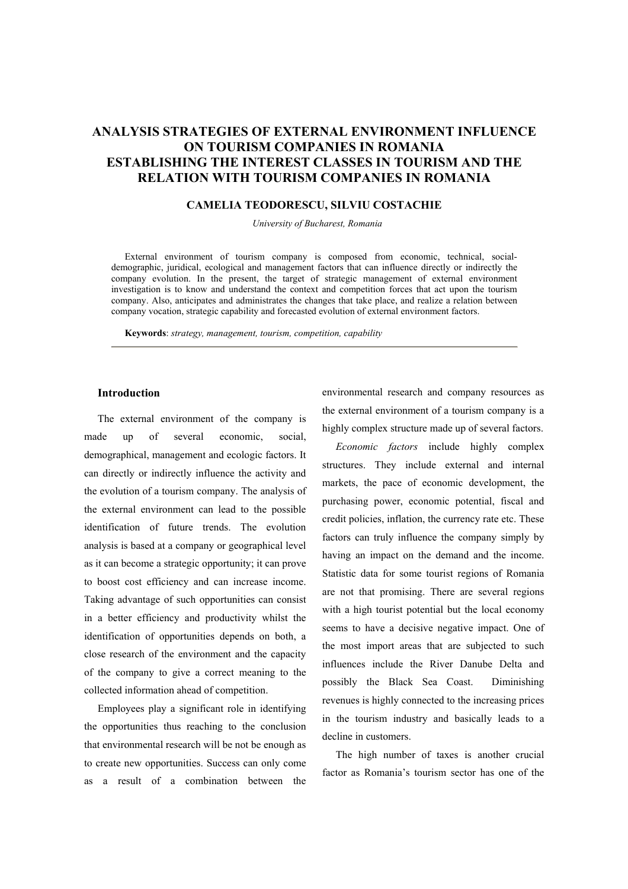# ANALYSIS STRATEGIES OF EXTERNAL ENVIRONMENT INFLUENCE ON TOURISM COMPANIES IN ROMANIA ESTABLISHING THE INTEREST CLASSES IN TOURISM AND THE RELATION WITH TOURISM COMPANIES IN ROMANIA

**CAMELIA TEODORESCU, SILVIU COSTACHIE**

*University of Bucharest, Romania*

External environment of tourism company is composed from economic, technical, social-demographic, juridical, ecological and management factors that can influence directly or indirectly the company evolution. In the present, the target of strategic management of external environment investigation is to know and understand the context and competition forces that act upon the tourism company. Also, anticipates and administrates the changes that take place, and realize a relation between company vocation, strategic capability and forecasted evolution of external environment factors.

**Keywords**: *strategy, management, tourism, competition, capability*

## Introduction

The external environment of the company is made up of several economic, social, demographical, management and ecologic factors. It can directly or indirectly influence the activity and the evolution of a tourism company. The analysis of the external environment can lead to the possible identification of future trends. The evolution analysis is based at a company or geographical level as it can become a strategic opportunity; it can prove to boost cost efficiency and can increase income. Taking advantage of such opportunities can consist in a better efficiency and productivity whilst the identification of opportunities depends on both, a close research of the environment and the capacity of the company to give a correct meaning to the collected information ahead of competition.

Employees play a significant role in identifying the opportunities thus reaching to the conclusion that environmental research will be not be enough as to create new opportunities. Success can only come as a result of a combination between the environmental research and company resources as the external environment of a tourism company is a highly complex structure made up of several factors.

*Economic factors* include highly complex structures. They include external and internal markets, the pace of economic development, the purchasing power, economic potential, fiscal and credit policies, inflation, the currency rate etc. These factors can truly influence the company simply by having an impact on the demand and the income. Statistic data for some tourist regions of Romania are not that promising. There are several regions with a high tourist potential but the local economy seems to have a decisive negative impact. One of the most import areas that are subjected to such influences include the River Danube Delta and possibly the Black Sea Coast. Diminishing revenues is highly connected to the increasing prices in the tourism industry and basically leads to a decline in customers.

The high number of taxes is another crucial factor as Romania's tourism sector has one of the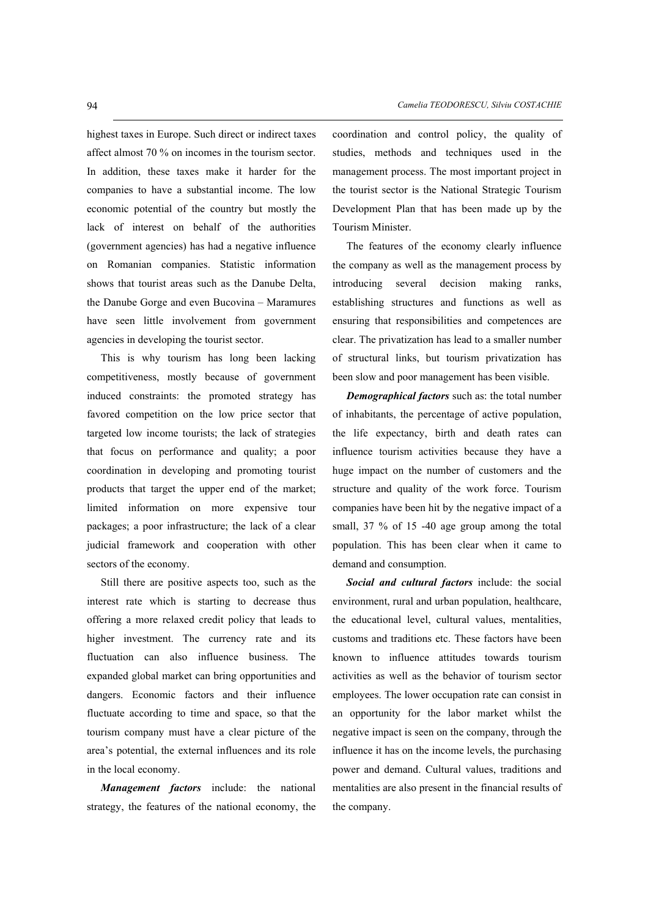highest taxes in Europe. Such direct or indirect taxes affect almost 70 % on incomes in the tourism sector. In addition, these taxes make it harder for the companies to have a substantial income. The low economic potential of the country but mostly the lack of interest on behalf of the authorities (government agencies) has had a negative influence on Romanian companies. Statistic information shows that tourist areas such as the Danube Delta, the Danube Gorge and even Bucovina – Maramures have seen little involvement from government agencies in developing the tourist sector.

This is why tourism has long been lacking competitiveness, mostly because of government induced constraints: the promoted strategy has favored competition on the low price sector that targeted low income tourists; the lack of strategies that focus on performance and quality; a poor coordination in developing and promoting tourist products that target the upper end of the market; limited information on more expensive tour packages; a poor infrastructure; the lack of a clear judicial framework and cooperation with other sectors of the economy.

Still there are positive aspects too, such as the interest rate which is starting to decrease thus offering a more relaxed credit policy that leads to higher investment. The currency rate and its fluctuation can also influence business. The expanded global market can bring opportunities and dangers. Economic factors and their influence fluctuate according to time and space, so that the tourism company must have a clear picture of the area's potential, the external influences and its role in the local economy.

***Management factors*** include: the national strategy, the features of the national economy, the coordination and control policy, the quality of studies, methods and techniques used in the management process. The most important project in the tourist sector is the National Strategic Tourism Development Plan that has been made up by the Tourism Minister.

The features of the economy clearly influence the company as well as the management process by introducing several decision making ranks, establishing structures and functions as well as ensuring that responsibilities and competences are clear. The privatization has lead to a smaller number of structural links, but tourism privatization has been slow and poor management has been visible.

***Demographical factors*** such as: the total number of inhabitants, the percentage of active population, the life expectancy, birth and death rates can influence tourism activities because they have a huge impact on the number of customers and the structure and quality of the work force. Tourism companies have been hit by the negative impact of a small, 37 % of 15 -40 age group among the total population. This has been clear when it came to demand and consumption.

***Social and cultural factors*** include: the social environment, rural and urban population, healthcare, the educational level, cultural values, mentalities, customs and traditions etc. These factors have been known to influence attitudes towards tourism activities as well as the behavior of tourism sector employees. The lower occupation rate can consist in an opportunity for the labor market whilst the negative impact is seen on the company, through the influence it has on the income levels, the purchasing power and demand. Cultural values, traditions and mentalities are also present in the financial results of the company.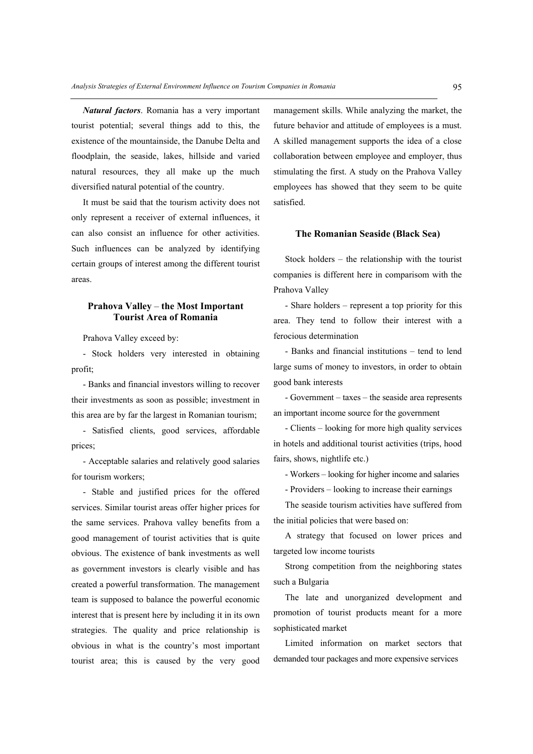***Natural factors***. Romania has a very important tourist potential; several things add to this, the existence of the mountainside, the Danube Delta and floodplain, the seaside, lakes, hillside and varied natural resources, they all make up the much diversified natural potential of the country.

It must be said that the tourism activity does not only represent a receiver of external influences, it can also consist an influence for other activities. Such influences can be analyzed by identifying certain groups of interest among the different tourist areas.

### Prahova Valley – the Most Important Tourist Area of Romania

Prahova Valley exceed by:

- Stock holders very interested in obtaining profit;
- Banks and financial investors willing to recover their investments as soon as possible; investment in this area are by far the largest in Romanian tourism;
- Satisfied clients, good services, affordable prices;
- Acceptable salaries and relatively good salaries for tourism workers;
- Stable and justified prices for the offered services. Similar tourist areas offer higher prices for the same services. Prahova valley benefits from a good management of tourist activities that is quite obvious. The existence of bank investments as well as government investors is clearly visible and has created a powerful transformation. The management team is supposed to balance the powerful economic interest that is present here by including it in its own strategies. The quality and price relationship is obvious in what is the country's most important tourist area; this is caused by the very good management skills. While analyzing the market, the future behavior and attitude of employees is a must. A skilled management supports the idea of a close collaboration between employee and employer, thus stimulating the first. A study on the Prahova Valley employees has showed that they seem to be quite satisfied.

### The Romanian Seaside (Black Sea)

Stock holders – the relationship with the tourist companies is different here in comparisom with the Prahova Valley

- Share holders – represent a top priority for this area. They tend to follow their interest with a ferocious determination
- Banks and financial institutions – tend to lend large sums of money to investors, in order to obtain good bank interests
- Government – taxes – the seaside area represents an important income source for the government
- Clients – looking for more high quality services in hotels and additional tourist activities (trips, hood fairs, shows, nightlife etc.)
- Workers – looking for higher income and salaries
- Providers – looking to increase their earnings

The seaside tourism activities have suffered from the initial policies that were based on:

A strategy that focused on lower prices and targeted low income tourists

Strong competition from the neighboring states such a Bulgaria

The late and unorganized development and promotion of tourist products meant for a more sophisticated market

Limited information on market sectors that demanded tour packages and more expensive services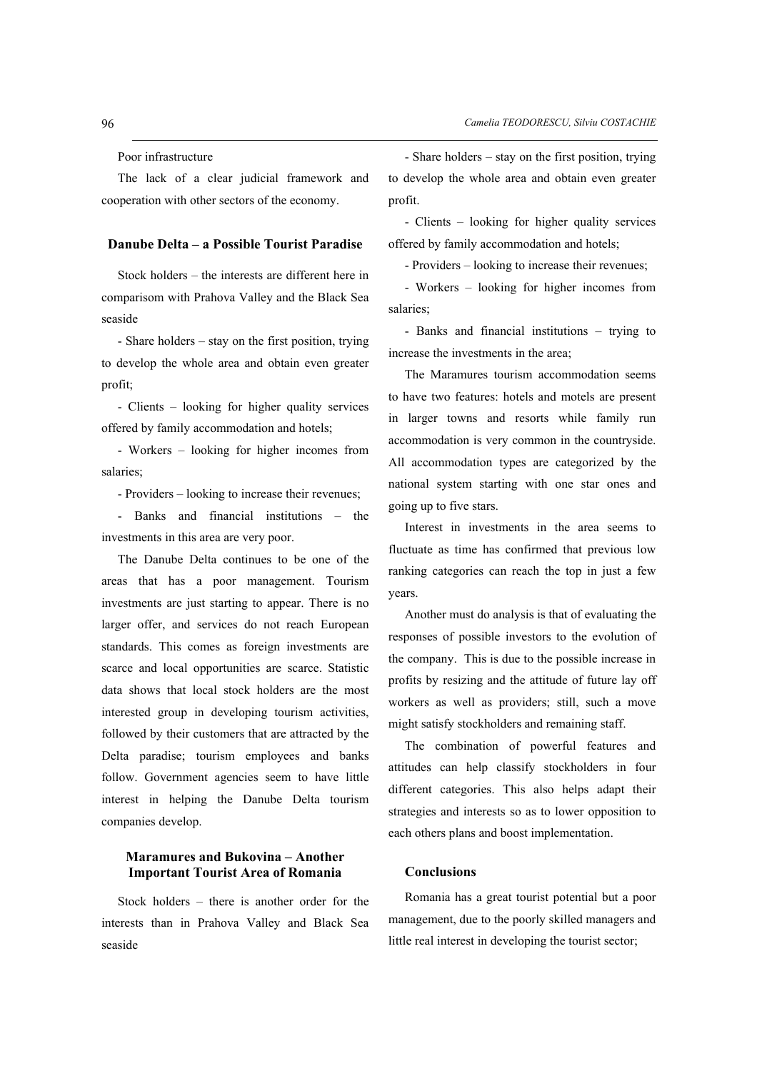Poor infrastructure

The lack of a clear judicial framework and cooperation with other sectors of the economy.

### Danube Delta – a Possible Tourist Paradise

Stock holders – the interests are different here in comparisom with Prahova Valley and the Black Sea seaside

- Share holders – stay on the first position, trying to develop the whole area and obtain even greater profit;
- Clients – looking for higher quality services offered by family accommodation and hotels;
- Workers – looking for higher incomes from salaries;
- Providers – looking to increase their revenues;
- Banks and financial institutions – the investments in this area are very poor.

The Danube Delta continues to be one of the areas that has a poor management. Tourism investments are just starting to appear. There is no larger offer, and services do not reach European standards. This comes as foreign investments are scarce and local opportunities are scarce. Statistic data shows that local stock holders are the most interested group in developing tourism activities, followed by their customers that are attracted by the Delta paradise; tourism employees and banks follow. Government agencies seem to have little interest in helping the Danube Delta tourism companies develop.

### Maramures and Bukovina – Another Important Tourist Area of Romania

Stock holders – there is another order for the interests than in Prahova Valley and Black Sea seaside

- Share holders – stay on the first position, trying to develop the whole area and obtain even greater profit.
- Clients – looking for higher quality services offered by family accommodation and hotels;
- Providers – looking to increase their revenues;
- Workers – looking for higher incomes from salaries;
- Banks and financial institutions – trying to increase the investments in the area;

The Maramures tourism accommodation seems to have two features: hotels and motels are present in larger towns and resorts while family run accommodation is very common in the countryside. All accommodation types are categorized by the national system starting with one star ones and going up to five stars.

Interest in investments in the area seems to fluctuate as time has confirmed that previous low ranking categories can reach the top in just a few years.

Another must do analysis is that of evaluating the responses of possible investors to the evolution of the company. This is due to the possible increase in profits by resizing and the attitude of future lay off workers as well as providers; still, such a move might satisfy stockholders and remaining staff.

The combination of powerful features and attitudes can help classify stockholders in four different categories. This also helps adapt their strategies and interests so as to lower opposition to each others plans and boost implementation.

### Conclusions

Romania has a great tourist potential but a poor management, due to the poorly skilled managers and little real interest in developing the tourist sector;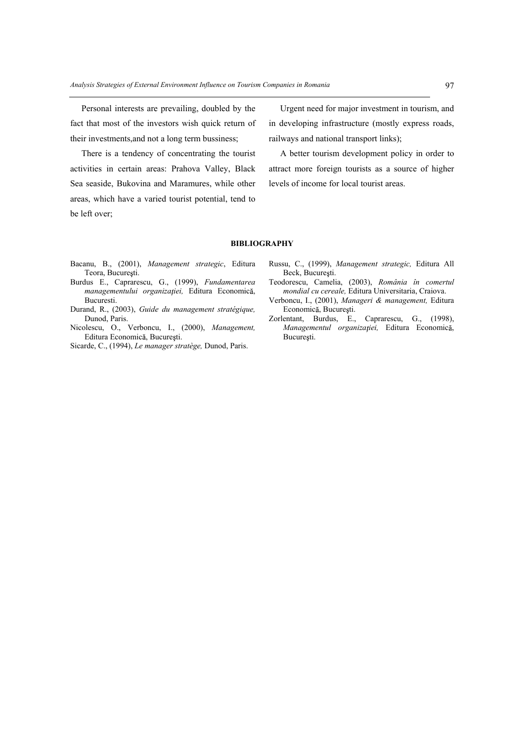Personal interests are prevailing, doubled by the fact that most of the investors wish quick return of their investments,and not a long term bussiness;

There is a tendency of concentrating the tourist activities in certain areas: Prahova Valley, Black Sea seaside, Bukovina and Maramures, while other areas, which have a varied tourist potential, tend to be left over;

Urgent need for major investment in tourism, and in developing infrastructure (mostly express roads, railways and national transport links);

A better tourism development policy in order to attract more foreign tourists as a source of higher levels of income for local tourist areas.

## BIBLIOGRAPHY

Bacanu, B., (2001), *Management strategic*, Editura Teora, Bucureşti.

Burdus E., Caprarescu, G., (1999), *Fundamentarea managementului organizaţiei,* Editura Economică, Bucuresti.

Durand, R., (2003), *Guide du management stratégique,* Dunod, Paris.

Nicolescu, O., Verboncu, I., (2000), *Management,* Editura Economică, Bucureşti.

Sicarde, C., (1994), *Le manager stratège,* Dunod, Paris.

Russu, C., (1999), *Management strategic,* Editura All Beck, Bucureşti.

Teodorescu, Camelia, (2003), *România în comertul mondial cu cereale,* Editura Universitaria, Craiova.

Verboncu, I., (2001), *Manageri & management,* Editura Economică, Bucureşti.

Zorlentant, Burdus, E., Caprarescu, G., (1998), *Managementul organizaţiei,* Editura Economică, Bucureşti.